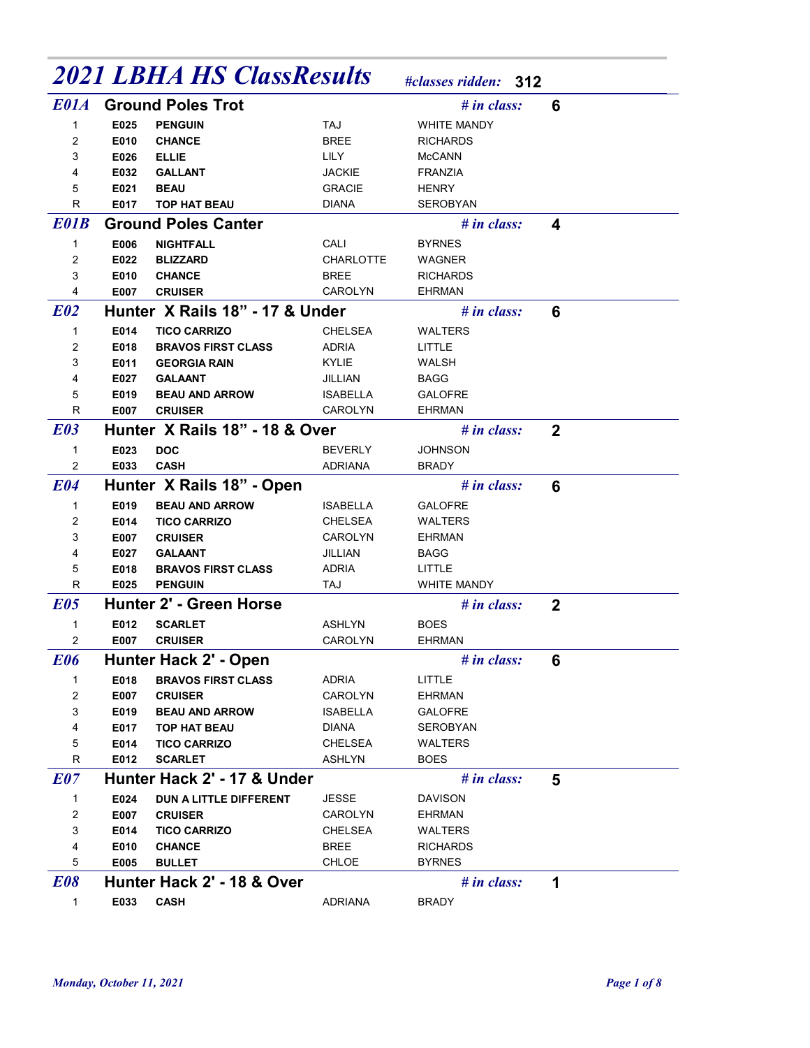# 2021 LBHA HS ClassResults

*#classes ridden:* **312**

## E01A Ground Poles Trot — *# in class:* 6

| Place | No. | Horse | First | Last |
|---|---|---|---|---|
| 1 | E025 | PENGUIN | TAJ | WHITE MANDY |
| 2 | E010 | CHANCE | BREE | RICHARDS |
| 3 | E026 | ELLIE | LILY | McCANN |
| 4 | E032 | GALLANT | JACKIE | FRANZIA |
| 5 | E021 | BEAU | GRACIE | HENRY |
| R | E017 | TOP HAT BEAU | DIANA | SEROBYAN |

## E01B Ground Poles Canter — *# in class:* 4

| Place | No. | Horse | First | Last |
|---|---|---|---|---|
| 1 | E006 | NIGHTFALL | CALI | BYRNES |
| 2 | E022 | BLIZZARD | CHARLOTTE | WAGNER |
| 3 | E010 | CHANCE | BREE | RICHARDS |
| 4 | E007 | CRUISER | CAROLYN | EHRMAN |

## E02 Hunter X Rails 18" - 17 & Under — *# in class:* 6

| Place | No. | Horse | First | Last |
|---|---|---|---|---|
| 1 | E014 | TICO CARRIZO | CHELSEA | WALTERS |
| 2 | E018 | BRAVOS FIRST CLASS | ADRIA | LITTLE |
| 3 | E011 | GEORGIA RAIN | KYLIE | WALSH |
| 4 | E027 | GALAANT | JILLIAN | BAGG |
| 5 | E019 | BEAU AND ARROW | ISABELLA | GALOFRE |
| R | E007 | CRUISER | CAROLYN | EHRMAN |

## E03 Hunter X Rails 18" - 18 & Over — *# in class:* 2

| Place | No. | Horse | First | Last |
|---|---|---|---|---|
| 1 | E023 | DOC | BEVERLY | JOHNSON |
| 2 | E033 | CASH | ADRIANA | BRADY |

## E04 Hunter X Rails 18" - Open — *# in class:* 6

| Place | No. | Horse | First | Last |
|---|---|---|---|---|
| 1 | E019 | BEAU AND ARROW | ISABELLA | GALOFRE |
| 2 | E014 | TICO CARRIZO | CHELSEA | WALTERS |
| 3 | E007 | CRUISER | CAROLYN | EHRMAN |
| 4 | E027 | GALAANT | JILLIAN | BAGG |
| 5 | E018 | BRAVOS FIRST CLASS | ADRIA | LITTLE |
| R | E025 | PENGUIN | TAJ | WHITE MANDY |

## E05 Hunter 2' - Green Horse — *# in class:* 2

| Place | No. | Horse | First | Last |
|---|---|---|---|---|
| 1 | E012 | SCARLET | ASHLYN | BOES |
| 2 | E007 | CRUISER | CAROLYN | EHRMAN |

## E06 Hunter Hack 2' - Open — *# in class:* 6

| Place | No. | Horse | First | Last |
|---|---|---|---|---|
| 1 | E018 | BRAVOS FIRST CLASS | ADRIA | LITTLE |
| 2 | E007 | CRUISER | CAROLYN | EHRMAN |
| 3 | E019 | BEAU AND ARROW | ISABELLA | GALOFRE |
| 4 | E017 | TOP HAT BEAU | DIANA | SEROBYAN |
| 5 | E014 | TICO CARRIZO | CHELSEA | WALTERS |
| R | E012 | SCARLET | ASHLYN | BOES |

## E07 Hunter Hack 2' - 17 & Under — *# in class:* 5

| Place | No. | Horse | First | Last |
|---|---|---|---|---|
| 1 | E024 | DUN A LITTLE DIFFERENT | JESSE | DAVISON |
| 2 | E007 | CRUISER | CAROLYN | EHRMAN |
| 3 | E014 | TICO CARRIZO | CHELSEA | WALTERS |
| 4 | E010 | CHANCE | BREE | RICHARDS |
| 5 | E005 | BULLET | CHLOE | BYRNES |

## E08 Hunter Hack 2' - 18 & Over — *# in class:* 1

| Place | No. | Horse | First | Last |
|---|---|---|---|---|
| 1 | E033 | CASH | ADRIANA | BRADY |

*Monday, October 11, 2021*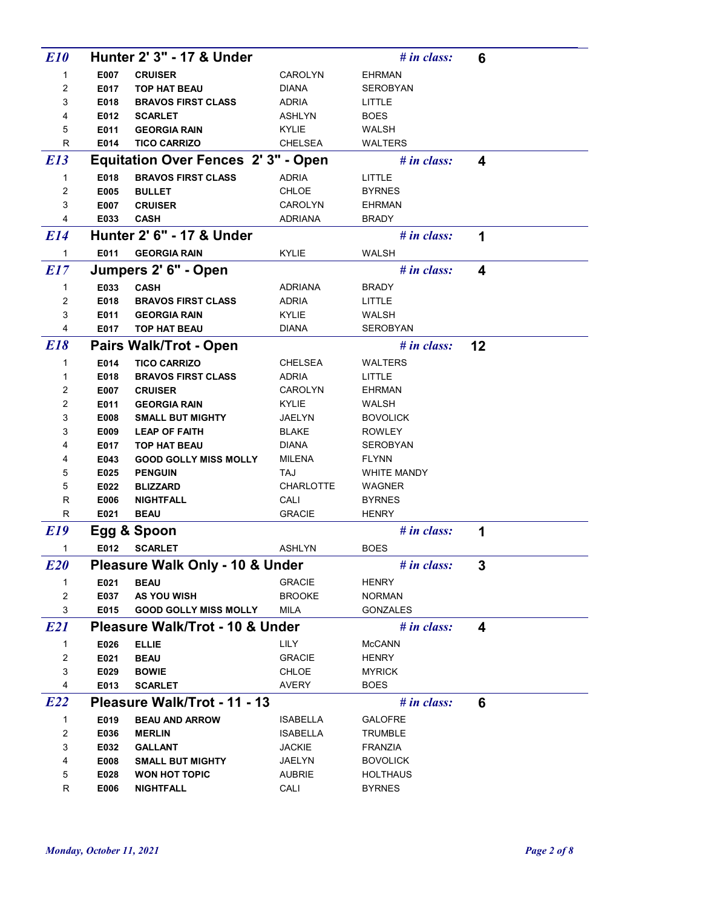## E10 Hunter 2' 3" - 17 & Under — *# in class:* 6

| | | | | |
|---|---|---|---|---|
| 1 | E007 | **CRUISER** | CAROLYN | EHRMAN |
| 2 | E017 | **TOP HAT BEAU** | DIANA | SEROBYAN |
| 3 | E018 | **BRAVOS FIRST CLASS** | ADRIA | LITTLE |
| 4 | E012 | **SCARLET** | ASHLYN | BOES |
| 5 | E011 | **GEORGIA RAIN** | KYLIE | WALSH |
| R | E014 | **TICO CARRIZO** | CHELSEA | WALTERS |

## E13 Equitation Over Fences 2' 3" - Open — *# in class:* 4

| | | | | |
|---|---|---|---|---|
| 1 | E018 | **BRAVOS FIRST CLASS** | ADRIA | LITTLE |
| 2 | E005 | **BULLET** | CHLOE | BYRNES |
| 3 | E007 | **CRUISER** | CAROLYN | EHRMAN |
| 4 | E033 | **CASH** | ADRIANA | BRADY |

## E14 Hunter 2' 6" - 17 & Under — *# in class:* 1

| | | | | |
|---|---|---|---|---|
| 1 | E011 | **GEORGIA RAIN** | KYLIE | WALSH |

## E17 Jumpers 2' 6" - Open — *# in class:* 4

| | | | | |
|---|---|---|---|---|
| 1 | E033 | **CASH** | ADRIANA | BRADY |
| 2 | E018 | **BRAVOS FIRST CLASS** | ADRIA | LITTLE |
| 3 | E011 | **GEORGIA RAIN** | KYLIE | WALSH |
| 4 | E017 | **TOP HAT BEAU** | DIANA | SEROBYAN |

## E18 Pairs Walk/Trot - Open — *# in class:* 12

| | | | | |
|---|---|---|---|---|
| 1 | E014 | **TICO CARRIZO** | CHELSEA | WALTERS |
| 1 | E018 | **BRAVOS FIRST CLASS** | ADRIA | LITTLE |
| 2 | E007 | **CRUISER** | CAROLYN | EHRMAN |
| 2 | E011 | **GEORGIA RAIN** | KYLIE | WALSH |
| 3 | E008 | **SMALL BUT MIGHTY** | JAELYN | BOVOLICK |
| 3 | E009 | **LEAP OF FAITH** | BLAKE | ROWLEY |
| 4 | E017 | **TOP HAT BEAU** | DIANA | SEROBYAN |
| 4 | E043 | **GOOD GOLLY MISS MOLLY** | MILENA | FLYNN |
| 5 | E025 | **PENGUIN** | TAJ | WHITE MANDY |
| 5 | E022 | **BLIZZARD** | CHARLOTTE | WAGNER |
| R | E006 | **NIGHTFALL** | CALI | BYRNES |
| R | E021 | **BEAU** | GRACIE | HENRY |

## E19 Egg & Spoon — *# in class:* 1

| | | | | |
|---|---|---|---|---|
| 1 | E012 | **SCARLET** | ASHLYN | BOES |

## E20 Pleasure Walk Only - 10 & Under — *# in class:* 3

| | | | | |
|---|---|---|---|---|
| 1 | E021 | **BEAU** | GRACIE | HENRY |
| 2 | E037 | **AS YOU WISH** | BROOKE | NORMAN |
| 3 | E015 | **GOOD GOLLY MISS MOLLY** | MILA | GONZALES |

## E21 Pleasure Walk/Trot - 10 & Under — *# in class:* 4

| | | | | |
|---|---|---|---|---|
| 1 | E026 | **ELLIE** | LILY | McCANN |
| 2 | E021 | **BEAU** | GRACIE | HENRY |
| 3 | E029 | **BOWIE** | CHLOE | MYRICK |
| 4 | E013 | **SCARLET** | AVERY | BOES |

## E22 Pleasure Walk/Trot - 11 - 13 — *# in class:* 6

| | | | | |
|---|---|---|---|---|
| 1 | E019 | **BEAU AND ARROW** | ISABELLA | GALOFRE |
| 2 | E036 | **MERLIN** | ISABELLA | TRUMBLE |
| 3 | E032 | **GALLANT** | JACKIE | FRANZIA |
| 4 | E008 | **SMALL BUT MIGHTY** | JAELYN | BOVOLICK |
| 5 | E028 | **WON HOT TOPIC** | AUBRIE | HOLTHAUS |
| R | E006 | **NIGHTFALL** | CALI | BYRNES |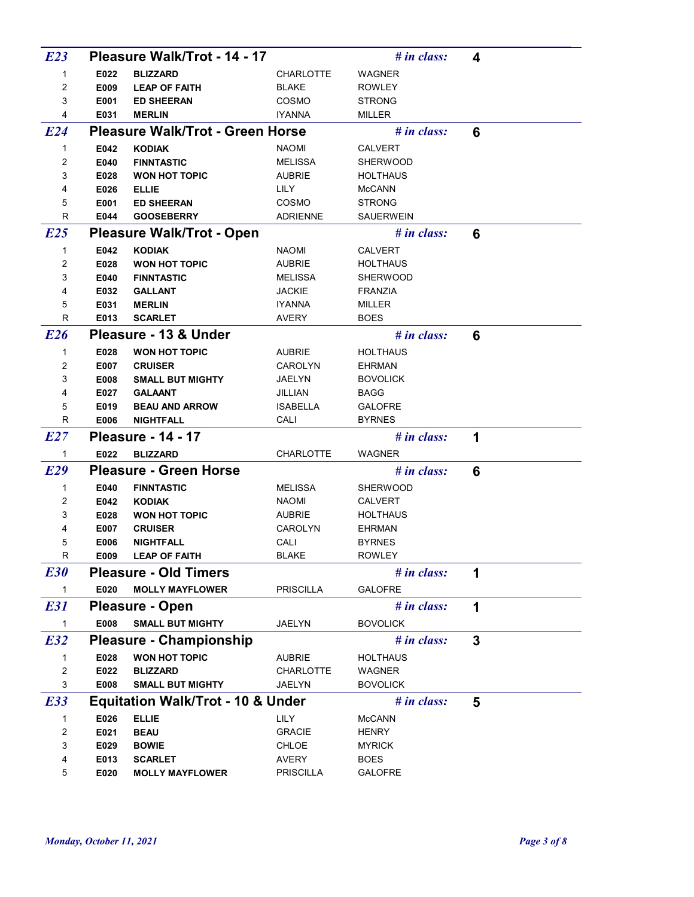## E23 Pleasure Walk/Trot - 14 - 17

*# in class:* **4**

| Place | No. | Horse | First Name | Last Name |
|---|---|---|---|---|
| 1 | E022 | **BLIZZARD** | CHARLOTTE | WAGNER |
| 2 | E009 | **LEAP OF FAITH** | BLAKE | ROWLEY |
| 3 | E001 | **ED SHEERAN** | COSMO | STRONG |
| 4 | E031 | **MERLIN** | IYANNA | MILLER |

## E24 Pleasure Walk/Trot - Green Horse

*# in class:* **6**

| Place | No. | Horse | First Name | Last Name |
|---|---|---|---|---|
| 1 | E042 | **KODIAK** | NAOMI | CALVERT |
| 2 | E040 | **FINNTASTIC** | MELISSA | SHERWOOD |
| 3 | E028 | **WON HOT TOPIC** | AUBRIE | HOLTHAUS |
| 4 | E026 | **ELLIE** | LILY | McCANN |
| 5 | E001 | **ED SHEERAN** | COSMO | STRONG |
| R | E044 | **GOOSEBERRY** | ADRIENNE | SAUERWEIN |

## E25 Pleasure Walk/Trot - Open

*# in class:* **6**

| Place | No. | Horse | First Name | Last Name |
|---|---|---|---|---|
| 1 | E042 | **KODIAK** | NAOMI | CALVERT |
| 2 | E028 | **WON HOT TOPIC** | AUBRIE | HOLTHAUS |
| 3 | E040 | **FINNTASTIC** | MELISSA | SHERWOOD |
| 4 | E032 | **GALLANT** | JACKIE | FRANZIA |
| 5 | E031 | **MERLIN** | IYANNA | MILLER |
| R | E013 | **SCARLET** | AVERY | BOES |

## E26 Pleasure - 13 & Under

*# in class:* **6**

| Place | No. | Horse | First Name | Last Name |
|---|---|---|---|---|
| 1 | E028 | **WON HOT TOPIC** | AUBRIE | HOLTHAUS |
| 2 | E007 | **CRUISER** | CAROLYN | EHRMAN |
| 3 | E008 | **SMALL BUT MIGHTY** | JAELYN | BOVOLICK |
| 4 | E027 | **GALAANT** | JILLIAN | BAGG |
| 5 | E019 | **BEAU AND ARROW** | ISABELLA | GALOFRE |
| R | E006 | **NIGHTFALL** | CALI | BYRNES |

## E27 Pleasure - 14 - 17

*# in class:* **1**

| Place | No. | Horse | First Name | Last Name |
|---|---|---|---|---|
| 1 | E022 | **BLIZZARD** | CHARLOTTE | WAGNER |

## E29 Pleasure - Green Horse

*# in class:* **6**

| Place | No. | Horse | First Name | Last Name |
|---|---|---|---|---|
| 1 | E040 | **FINNTASTIC** | MELISSA | SHERWOOD |
| 2 | E042 | **KODIAK** | NAOMI | CALVERT |
| 3 | E028 | **WON HOT TOPIC** | AUBRIE | HOLTHAUS |
| 4 | E007 | **CRUISER** | CAROLYN | EHRMAN |
| 5 | E006 | **NIGHTFALL** | CALI | BYRNES |
| R | E009 | **LEAP OF FAITH** | BLAKE | ROWLEY |

## E30 Pleasure - Old Timers

*# in class:* **1**

| Place | No. | Horse | First Name | Last Name |
|---|---|---|---|---|
| 1 | E020 | **MOLLY MAYFLOWER** | PRISCILLA | GALOFRE |

## E31 Pleasure - Open

*# in class:* **1**

| Place | No. | Horse | First Name | Last Name |
|---|---|---|---|---|
| 1 | E008 | **SMALL BUT MIGHTY** | JAELYN | BOVOLICK |

## E32 Pleasure - Championship

*# in class:* **3**

| Place | No. | Horse | First Name | Last Name |
|---|---|---|---|---|
| 1 | E028 | **WON HOT TOPIC** | AUBRIE | HOLTHAUS |
| 2 | E022 | **BLIZZARD** | CHARLOTTE | WAGNER |
| 3 | E008 | **SMALL BUT MIGHTY** | JAELYN | BOVOLICK |

## E33 Equitation Walk/Trot - 10 & Under

*# in class:* **5**

| Place | No. | Horse | First Name | Last Name |
|---|---|---|---|---|
| 1 | E026 | **ELLIE** | LILY | McCANN |
| 2 | E021 | **BEAU** | GRACIE | HENRY |
| 3 | E029 | **BOWIE** | CHLOE | MYRICK |
| 4 | E013 | **SCARLET** | AVERY | BOES |
| 5 | E020 | **MOLLY MAYFLOWER** | PRISCILLA | GALOFRE |

*Monday, October 11, 2021*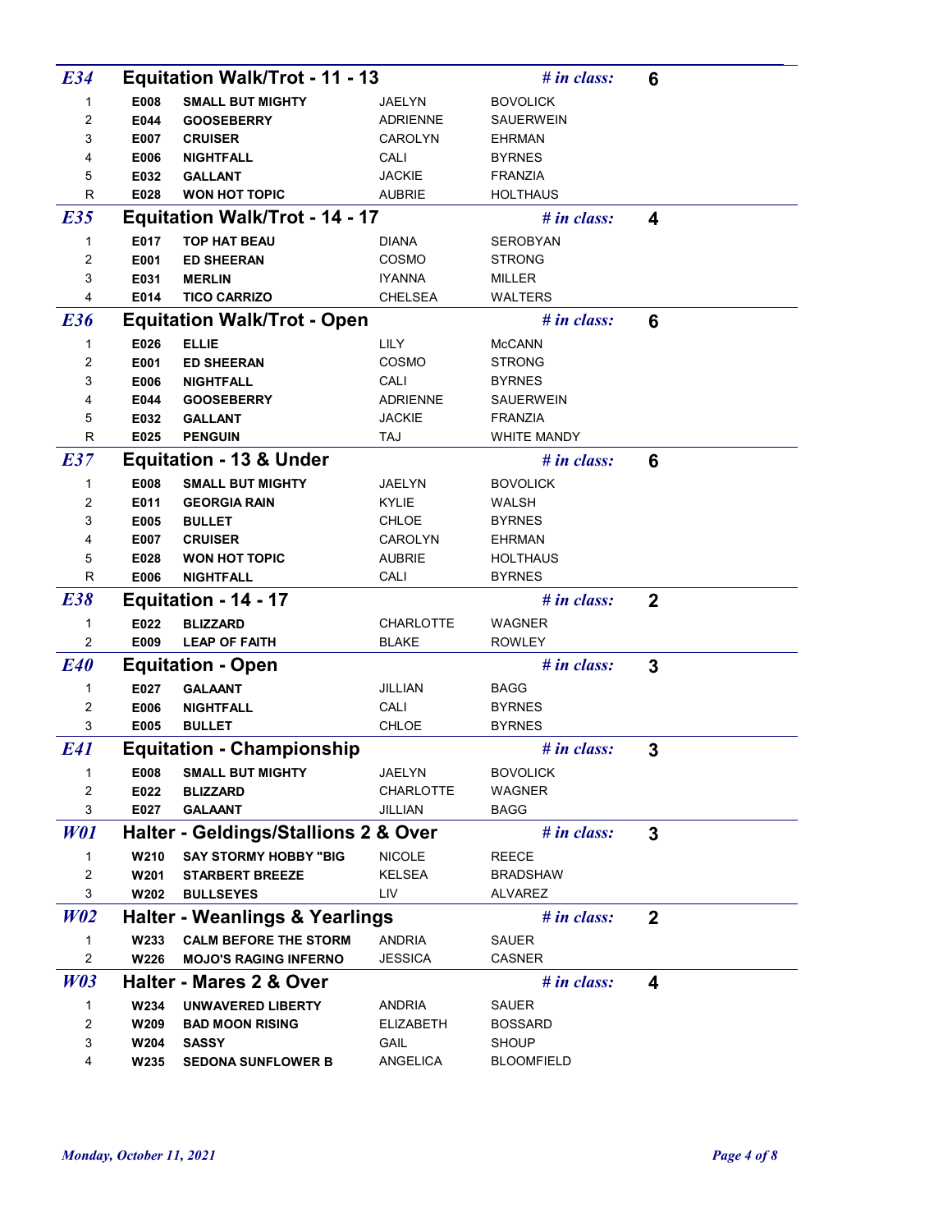## E34 Equitation Walk/Trot - 11 - 13

*# in class:* **6**

| | | | | |
|---|---|---|---|---|
| 1 | E008 | SMALL BUT MIGHTY | JAELYN | BOVOLICK |
| 2 | E044 | GOOSEBERRY | ADRIENNE | SAUERWEIN |
| 3 | E007 | CRUISER | CAROLYN | EHRMAN |
| 4 | E006 | NIGHTFALL | CALI | BYRNES |
| 5 | E032 | GALLANT | JACKIE | FRANZIA |
| R | E028 | WON HOT TOPIC | AUBRIE | HOLTHAUS |

## E35 Equitation Walk/Trot - 14 - 17

*# in class:* **4**

| | | | | |
|---|---|---|---|---|
| 1 | E017 | TOP HAT BEAU | DIANA | SEROBYAN |
| 2 | E001 | ED SHEERAN | COSMO | STRONG |
| 3 | E031 | MERLIN | IYANNA | MILLER |
| 4 | E014 | TICO CARRIZO | CHELSEA | WALTERS |

## E36 Equitation Walk/Trot - Open

*# in class:* **6**

| | | | | |
|---|---|---|---|---|
| 1 | E026 | ELLIE | LILY | McCANN |
| 2 | E001 | ED SHEERAN | COSMO | STRONG |
| 3 | E006 | NIGHTFALL | CALI | BYRNES |
| 4 | E044 | GOOSEBERRY | ADRIENNE | SAUERWEIN |
| 5 | E032 | GALLANT | JACKIE | FRANZIA |
| R | E025 | PENGUIN | TAJ | WHITE MANDY |

## E37 Equitation - 13 & Under

*# in class:* **6**

| | | | | |
|---|---|---|---|---|
| 1 | E008 | SMALL BUT MIGHTY | JAELYN | BOVOLICK |
| 2 | E011 | GEORGIA RAIN | KYLIE | WALSH |
| 3 | E005 | BULLET | CHLOE | BYRNES |
| 4 | E007 | CRUISER | CAROLYN | EHRMAN |
| 5 | E028 | WON HOT TOPIC | AUBRIE | HOLTHAUS |
| R | E006 | NIGHTFALL | CALI | BYRNES |

## E38 Equitation - 14 - 17

*# in class:* **2**

| | | | | |
|---|---|---|---|---|
| 1 | E022 | BLIZZARD | CHARLOTTE | WAGNER |
| 2 | E009 | LEAP OF FAITH | BLAKE | ROWLEY |

## E40 Equitation - Open

*# in class:* **3**

| | | | | |
|---|---|---|---|---|
| 1 | E027 | GALAANT | JILLIAN | BAGG |
| 2 | E006 | NIGHTFALL | CALI | BYRNES |
| 3 | E005 | BULLET | CHLOE | BYRNES |

## E41 Equitation - Championship

*# in class:* **3**

| | | | | |
|---|---|---|---|---|
| 1 | E008 | SMALL BUT MIGHTY | JAELYN | BOVOLICK |
| 2 | E022 | BLIZZARD | CHARLOTTE | WAGNER |
| 3 | E027 | GALAANT | JILLIAN | BAGG |

## W01 Halter - Geldings/Stallions 2 & Over

*# in class:* **3**

| | | | | |
|---|---|---|---|---|
| 1 | W210 | SAY STORMY HOBBY "BIG | NICOLE | REECE |
| 2 | W201 | STARBERT BREEZE | KELSEA | BRADSHAW |
| 3 | W202 | BULLSEYES | LIV | ALVAREZ |

## W02 Halter - Weanlings & Yearlings

*# in class:* **2**

| | | | | |
|---|---|---|---|---|
| 1 | W233 | CALM BEFORE THE STORM | ANDRIA | SAUER |
| 2 | W226 | MOJO'S RAGING INFERNO | JESSICA | CASNER |

## W03 Halter - Mares 2 & Over

*# in class:* **4**

| | | | | |
|---|---|---|---|---|
| 1 | W234 | UNWAVERED LIBERTY | ANDRIA | SAUER |
| 2 | W209 | BAD MOON RISING | ELIZABETH | BOSSARD |
| 3 | W204 | SASSY | GAIL | SHOUP |
| 4 | W235 | SEDONA SUNFLOWER B | ANGELICA | BLOOMFIELD |

*Monday, October 11, 2021*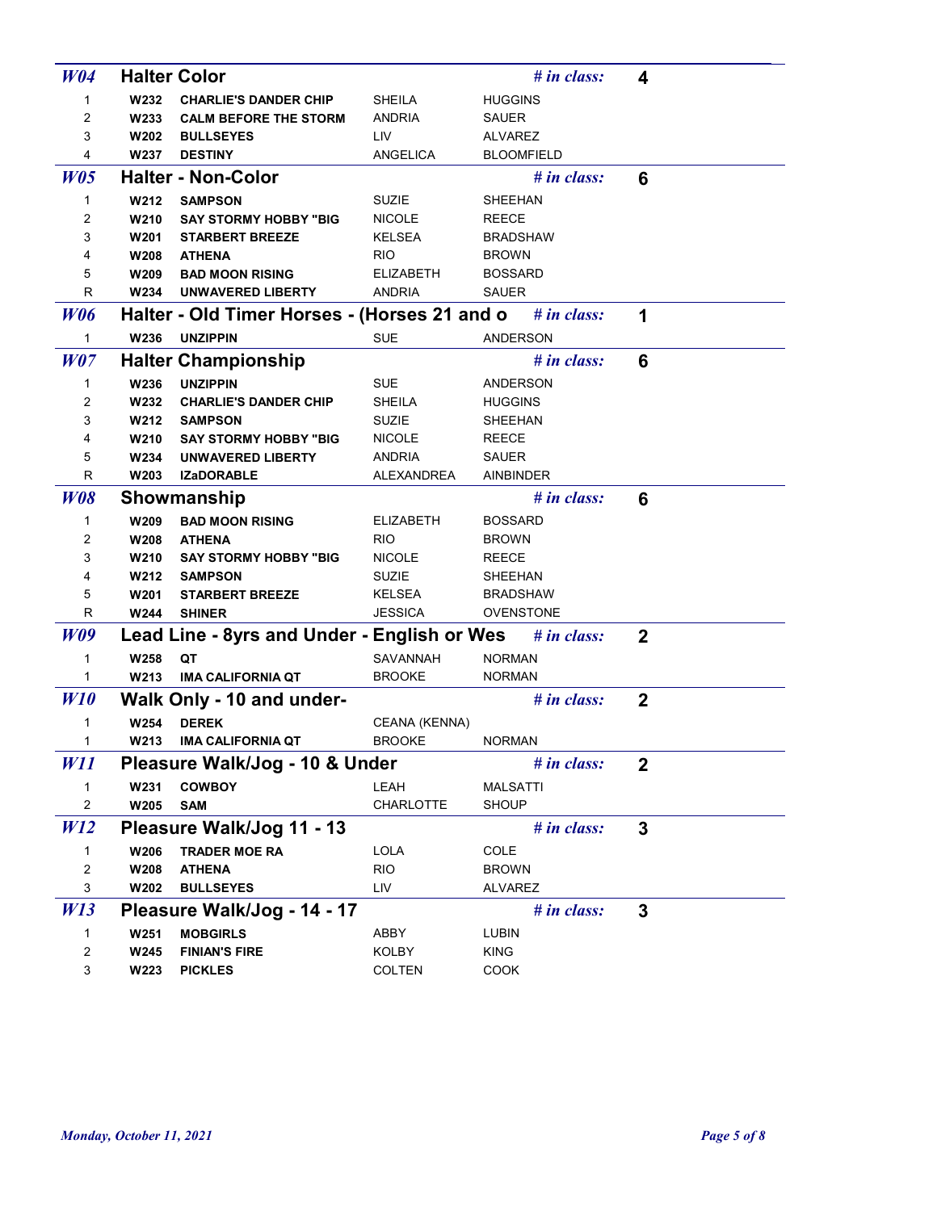## W04 Halter Color — *# in class:* 4

| | | | | |
|---|---|---|---|---|
| 1 | W232 | CHARLIE'S DANDER CHIP | SHEILA | HUGGINS |
| 2 | W233 | CALM BEFORE THE STORM | ANDRIA | SAUER |
| 3 | W202 | BULLSEYES | LIV | ALVAREZ |
| 4 | W237 | DESTINY | ANGELICA | BLOOMFIELD |

## W05 Halter - Non-Color — *# in class:* 6

| | | | | |
|---|---|---|---|---|
| 1 | W212 | SAMPSON | SUZIE | SHEEHAN |
| 2 | W210 | SAY STORMY HOBBY "BIG | NICOLE | REECE |
| 3 | W201 | STARBERT BREEZE | KELSEA | BRADSHAW |
| 4 | W208 | ATHENA | RIO | BROWN |
| 5 | W209 | BAD MOON RISING | ELIZABETH | BOSSARD |
| R | W234 | UNWAVERED LIBERTY | ANDRIA | SAUER |

## W06 Halter - Old Timer Horses - (Horses 21 and o — *# in class:* 1

| | | | | |
|---|---|---|---|---|
| 1 | W236 | UNZIPPIN | SUE | ANDERSON |

## W07 Halter Championship — *# in class:* 6

| | | | | |
|---|---|---|---|---|
| 1 | W236 | UNZIPPIN | SUE | ANDERSON |
| 2 | W232 | CHARLIE'S DANDER CHIP | SHEILA | HUGGINS |
| 3 | W212 | SAMPSON | SUZIE | SHEEHAN |
| 4 | W210 | SAY STORMY HOBBY "BIG | NICOLE | REECE |
| 5 | W234 | UNWAVERED LIBERTY | ANDRIA | SAUER |
| R | W203 | IZaDORABLE | ALEXANDREA | AINBINDER |

## W08 Showmanship — *# in class:* 6

| | | | | |
|---|---|---|---|---|
| 1 | W209 | BAD MOON RISING | ELIZABETH | BOSSARD |
| 2 | W208 | ATHENA | RIO | BROWN |
| 3 | W210 | SAY STORMY HOBBY "BIG | NICOLE | REECE |
| 4 | W212 | SAMPSON | SUZIE | SHEEHAN |
| 5 | W201 | STARBERT BREEZE | KELSEA | BRADSHAW |
| R | W244 | SHINER | JESSICA | OVENSTONE |

## W09 Lead Line - 8yrs and Under - English or Wes — *# in class:* 2

| | | | | |
|---|---|---|---|---|
| 1 | W258 | QT | SAVANNAH | NORMAN |
| 1 | W213 | IMA CALIFORNIA QT | BROOKE | NORMAN |

## W10 Walk Only - 10 and under- — *# in class:* 2

| | | | | |
|---|---|---|---|---|
| 1 | W254 | DEREK | CEANA (KENNA) | |
| 1 | W213 | IMA CALIFORNIA QT | BROOKE | NORMAN |

## W11 Pleasure Walk/Jog - 10 & Under — *# in class:* 2

| | | | | |
|---|---|---|---|---|
| 1 | W231 | COWBOY | LEAH | MALSATTI |
| 2 | W205 | SAM | CHARLOTTE | SHOUP |

## W12 Pleasure Walk/Jog 11 - 13 — *# in class:* 3

| | | | | |
|---|---|---|---|---|
| 1 | W206 | TRADER MOE RA | LOLA | COLE |
| 2 | W208 | ATHENA | RIO | BROWN |
| 3 | W202 | BULLSEYES | LIV | ALVAREZ |

## W13 Pleasure Walk/Jog - 14 - 17 — *# in class:* 3

| | | | | |
|---|---|---|---|---|
| 1 | W251 | MOBGIRLS | ABBY | LUBIN |
| 2 | W245 | FINIAN'S FIRE | KOLBY | KING |
| 3 | W223 | PICKLES | COLTEN | COOK |

*Monday, October 11, 2021*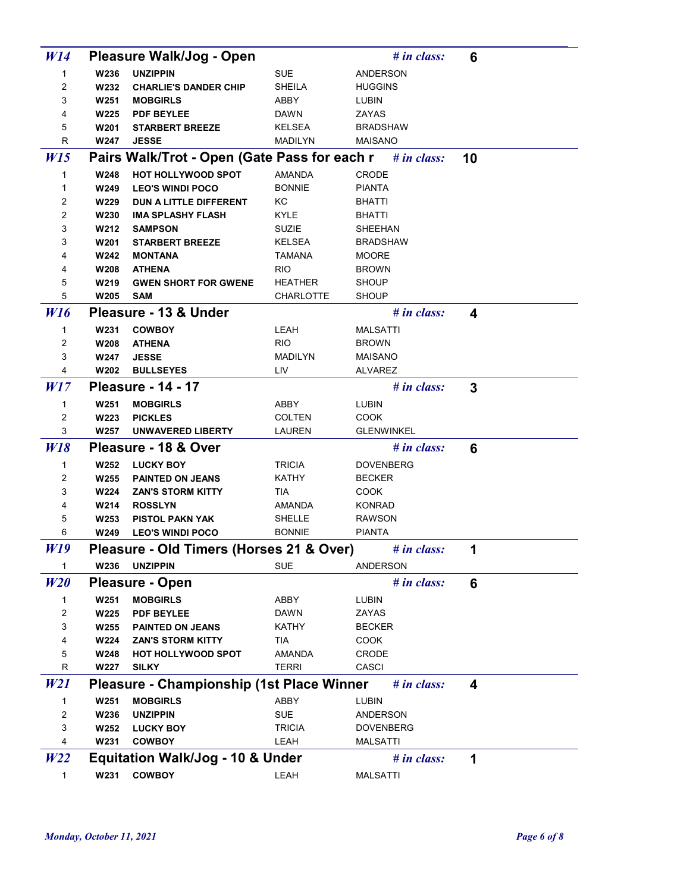## W14 Pleasure Walk/Jog - Open — *# in class:* 6

| Place | No. | Horse | First | Last |
|---|---|---|---|---|
| 1 | W236 | UNZIPPIN | SUE | ANDERSON |
| 2 | W232 | CHARLIE'S DANDER CHIP | SHEILA | HUGGINS |
| 3 | W251 | MOBGIRLS | ABBY | LUBIN |
| 4 | W225 | PDF BEYLEE | DAWN | ZAYAS |
| 5 | W201 | STARBERT BREEZE | KELSEA | BRADSHAW |
| R | W247 | JESSE | MADILYN | MAISANO |

## W15 Pairs Walk/Trot - Open (Gate Pass for each r — *# in class:* 10

| Place | No. | Horse | First | Last |
|---|---|---|---|---|
| 1 | W248 | HOT HOLLYWOOD SPOT | AMANDA | CRODE |
| 1 | W249 | LEO'S WINDI POCO | BONNIE | PIANTA |
| 2 | W229 | DUN A LITTLE DIFFERENT | KC | BHATTI |
| 2 | W230 | IMA SPLASHY FLASH | KYLE | BHATTI |
| 3 | W212 | SAMPSON | SUZIE | SHEEHAN |
| 3 | W201 | STARBERT BREEZE | KELSEA | BRADSHAW |
| 4 | W242 | MONTANA | TAMANA | MOORE |
| 4 | W208 | ATHENA | RIO | BROWN |
| 5 | W219 | GWEN SHORT FOR GWENE | HEATHER | SHOUP |
| 5 | W205 | SAM | CHARLOTTE | SHOUP |

## W16 Pleasure - 13 & Under — *# in class:* 4

| Place | No. | Horse | First | Last |
|---|---|---|---|---|
| 1 | W231 | COWBOY | LEAH | MALSATTI |
| 2 | W208 | ATHENA | RIO | BROWN |
| 3 | W247 | JESSE | MADILYN | MAISANO |
| 4 | W202 | BULLSEYES | LIV | ALVAREZ |

## W17 Pleasure - 14 - 17 — *# in class:* 3

| Place | No. | Horse | First | Last |
|---|---|---|---|---|
| 1 | W251 | MOBGIRLS | ABBY | LUBIN |
| 2 | W223 | PICKLES | COLTEN | COOK |
| 3 | W257 | UNWAVERED LIBERTY | LAUREN | GLENWINKEL |

## W18 Pleasure - 18 & Over — *# in class:* 6

| Place | No. | Horse | First | Last |
|---|---|---|---|---|
| 1 | W252 | LUCKY BOY | TRICIA | DOVENBERG |
| 2 | W255 | PAINTED ON JEANS | KATHY | BECKER |
| 3 | W224 | ZAN'S STORM KITTY | TIA | COOK |
| 4 | W214 | ROSSLYN | AMANDA | KONRAD |
| 5 | W253 | PISTOL PAKN YAK | SHELLE | RAWSON |
| 6 | W249 | LEO'S WINDI POCO | BONNIE | PIANTA |

## W19 Pleasure - Old Timers (Horses 21 & Over) — *# in class:* 1

| Place | No. | Horse | First | Last |
|---|---|---|---|---|
| 1 | W236 | UNZIPPIN | SUE | ANDERSON |

## W20 Pleasure - Open — *# in class:* 6

| Place | No. | Horse | First | Last |
|---|---|---|---|---|
| 1 | W251 | MOBGIRLS | ABBY | LUBIN |
| 2 | W225 | PDF BEYLEE | DAWN | ZAYAS |
| 3 | W255 | PAINTED ON JEANS | KATHY | BECKER |
| 4 | W224 | ZAN'S STORM KITTY | TIA | COOK |
| 5 | W248 | HOT HOLLYWOOD SPOT | AMANDA | CRODE |
| R | W227 | SILKY | TERRI | CASCI |

## W21 Pleasure - Championship (1st Place Winner — *# in class:* 4

| Place | No. | Horse | First | Last |
|---|---|---|---|---|
| 1 | W251 | MOBGIRLS | ABBY | LUBIN |
| 2 | W236 | UNZIPPIN | SUE | ANDERSON |
| 3 | W252 | LUCKY BOY | TRICIA | DOVENBERG |
| 4 | W231 | COWBOY | LEAH | MALSATTI |

## W22 Equitation Walk/Jog - 10 & Under — *# in class:* 1

| Place | No. | Horse | First | Last |
|---|---|---|---|---|
| 1 | W231 | COWBOY | LEAH | MALSATTI |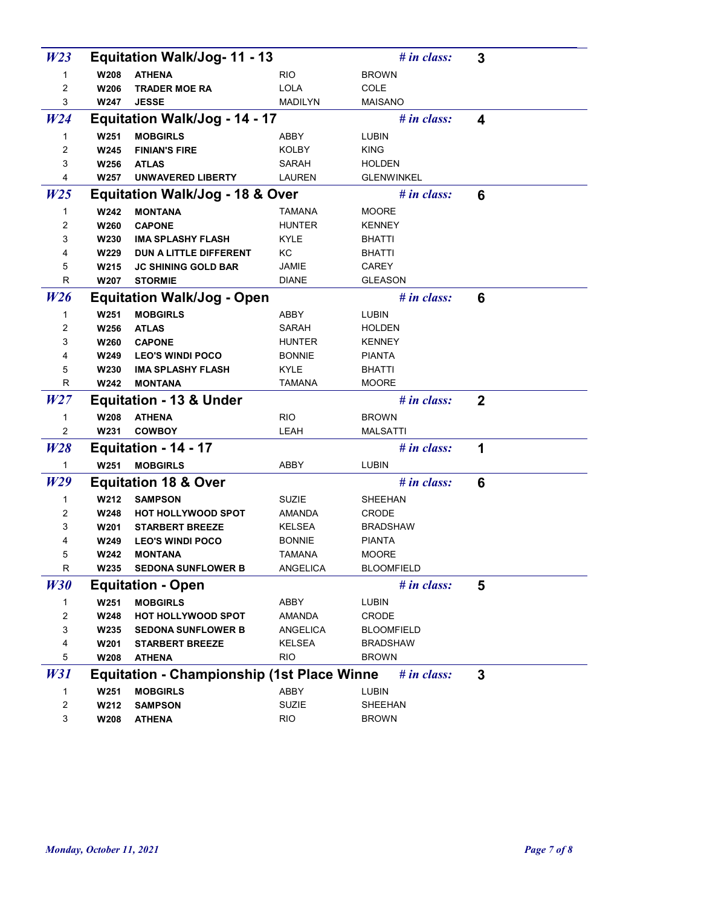## W23 Equitation Walk/Jog- 11 - 13

*# in class:* **3**

| | | | | |
|---|---|---|---|---|
| 1 | **W208** | **ATHENA** | RIO | BROWN |
| 2 | **W206** | **TRADER MOE RA** | LOLA | COLE |
| 3 | **W247** | **JESSE** | MADILYN | MAISANO |

## W24 Equitation Walk/Jog - 14 - 17

*# in class:* **4**

| | | | | |
|---|---|---|---|---|
| 1 | **W251** | **MOBGIRLS** | ABBY | LUBIN |
| 2 | **W245** | **FINIAN'S FIRE** | KOLBY | KING |
| 3 | **W256** | **ATLAS** | SARAH | HOLDEN |
| 4 | **W257** | **UNWAVERED LIBERTY** | LAUREN | GLENWINKEL |

## W25 Equitation Walk/Jog - 18 & Over

*# in class:* **6**

| | | | | |
|---|---|---|---|---|
| 1 | **W242** | **MONTANA** | TAMANA | MOORE |
| 2 | **W260** | **CAPONE** | HUNTER | KENNEY |
| 3 | **W230** | **IMA SPLASHY FLASH** | KYLE | BHATTI |
| 4 | **W229** | **DUN A LITTLE DIFFERENT** | KC | BHATTI |
| 5 | **W215** | **JC SHINING GOLD BAR** | JAMIE | CAREY |
| R | **W207** | **STORMIE** | DIANE | GLEASON |

## W26 Equitation Walk/Jog - Open

*# in class:* **6**

| | | | | |
|---|---|---|---|---|
| 1 | **W251** | **MOBGIRLS** | ABBY | LUBIN |
| 2 | **W256** | **ATLAS** | SARAH | HOLDEN |
| 3 | **W260** | **CAPONE** | HUNTER | KENNEY |
| 4 | **W249** | **LEO'S WINDI POCO** | BONNIE | PIANTA |
| 5 | **W230** | **IMA SPLASHY FLASH** | KYLE | BHATTI |
| R | **W242** | **MONTANA** | TAMANA | MOORE |

## W27 Equitation - 13 & Under

*# in class:* **2**

| | | | | |
|---|---|---|---|---|
| 1 | **W208** | **ATHENA** | RIO | BROWN |
| 2 | **W231** | **COWBOY** | LEAH | MALSATTI |

## W28 Equitation - 14 - 17

*# in class:* **1**

| | | | | |
|---|---|---|---|---|
| 1 | **W251** | **MOBGIRLS** | ABBY | LUBIN |

## W29 Equitation 18 & Over

*# in class:* **6**

| | | | | |
|---|---|---|---|---|
| 1 | **W212** | **SAMPSON** | SUZIE | SHEEHAN |
| 2 | **W248** | **HOT HOLLYWOOD SPOT** | AMANDA | CRODE |
| 3 | **W201** | **STARBERT BREEZE** | KELSEA | BRADSHAW |
| 4 | **W249** | **LEO'S WINDI POCO** | BONNIE | PIANTA |
| 5 | **W242** | **MONTANA** | TAMANA | MOORE |
| R | **W235** | **SEDONA SUNFLOWER B** | ANGELICA | BLOOMFIELD |

## W30 Equitation - Open

*# in class:* **5**

| | | | | |
|---|---|---|---|---|
| 1 | **W251** | **MOBGIRLS** | ABBY | LUBIN |
| 2 | **W248** | **HOT HOLLYWOOD SPOT** | AMANDA | CRODE |
| 3 | **W235** | **SEDONA SUNFLOWER B** | ANGELICA | BLOOMFIELD |
| 4 | **W201** | **STARBERT BREEZE** | KELSEA | BRADSHAW |
| 5 | **W208** | **ATHENA** | RIO | BROWN |

## W31 Equitation - Championship (1st Place Winne

*# in class:* **3**

| | | | | |
|---|---|---|---|---|
| 1 | **W251** | **MOBGIRLS** | ABBY | LUBIN |
| 2 | **W212** | **SAMPSON** | SUZIE | SHEEHAN |
| 3 | **W208** | **ATHENA** | RIO | BROWN |

*Monday, October 11, 2021*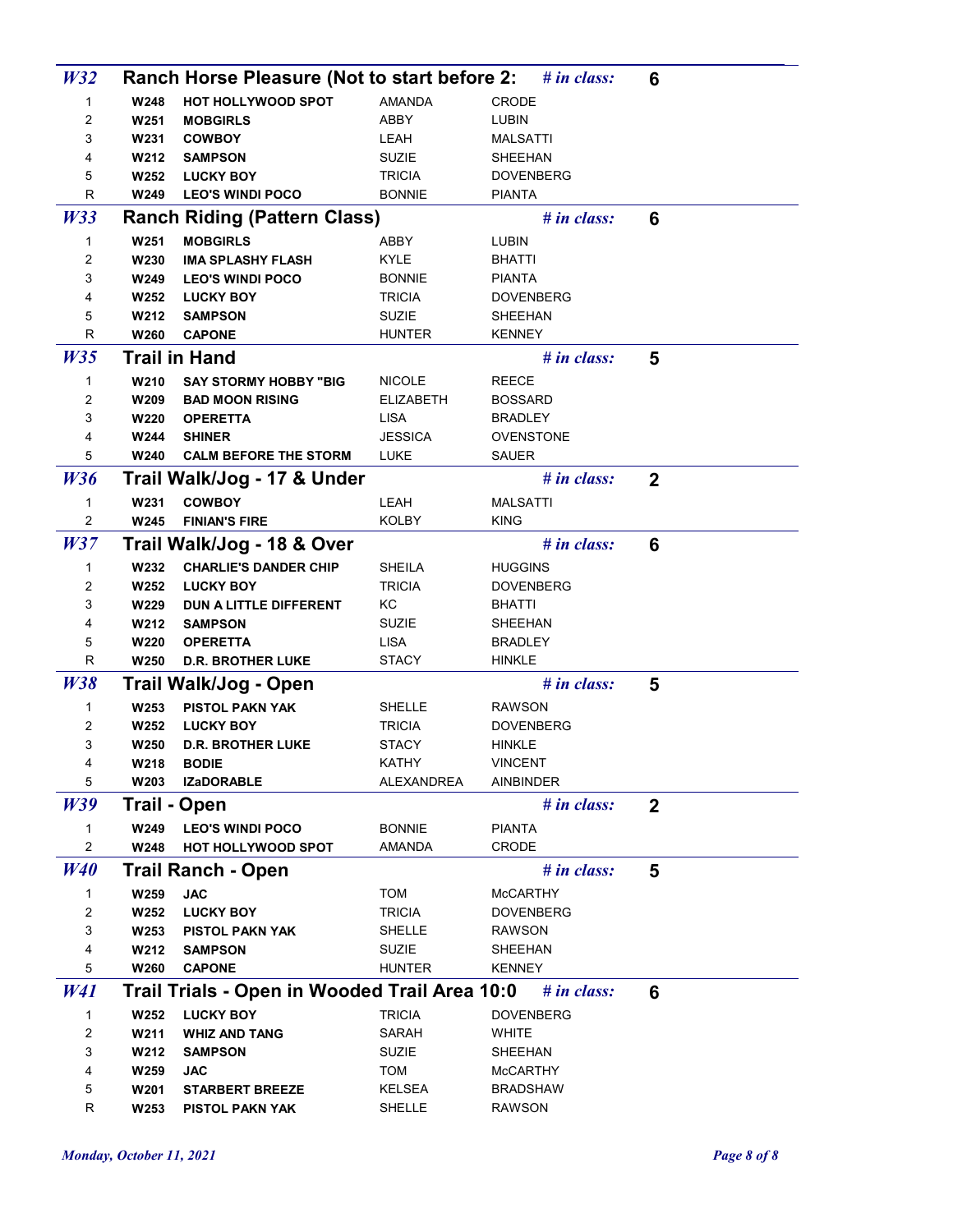## W32 Ranch Horse Pleasure (Not to start before 2: — *# in class:* 6

| | | | | |
|---|---|---|---|---|
| 1 | W248 | HOT HOLLYWOOD SPOT | AMANDA | CRODE |
| 2 | W251 | MOBGIRLS | ABBY | LUBIN |
| 3 | W231 | COWBOY | LEAH | MALSATTI |
| 4 | W212 | SAMPSON | SUZIE | SHEEHAN |
| 5 | W252 | LUCKY BOY | TRICIA | DOVENBERG |
| R | W249 | LEO'S WINDI POCO | BONNIE | PIANTA |

## W33 Ranch Riding (Pattern Class) — *# in class:* 6

| | | | | |
|---|---|---|---|---|
| 1 | W251 | MOBGIRLS | ABBY | LUBIN |
| 2 | W230 | IMA SPLASHY FLASH | KYLE | BHATTI |
| 3 | W249 | LEO'S WINDI POCO | BONNIE | PIANTA |
| 4 | W252 | LUCKY BOY | TRICIA | DOVENBERG |
| 5 | W212 | SAMPSON | SUZIE | SHEEHAN |
| R | W260 | CAPONE | HUNTER | KENNEY |

## W35 Trail in Hand — *# in class:* 5

| | | | | |
|---|---|---|---|---|
| 1 | W210 | SAY STORMY HOBBY "BIG | NICOLE | REECE |
| 2 | W209 | BAD MOON RISING | ELIZABETH | BOSSARD |
| 3 | W220 | OPERETTA | LISA | BRADLEY |
| 4 | W244 | SHINER | JESSICA | OVENSTONE |
| 5 | W240 | CALM BEFORE THE STORM | LUKE | SAUER |

## W36 Trail Walk/Jog - 17 & Under — *# in class:* 2

| | | | | |
|---|---|---|---|---|
| 1 | W231 | COWBOY | LEAH | MALSATTI |
| 2 | W245 | FINIAN'S FIRE | KOLBY | KING |

## W37 Trail Walk/Jog - 18 & Over — *# in class:* 6

| | | | | |
|---|---|---|---|---|
| 1 | W232 | CHARLIE'S DANDER CHIP | SHEILA | HUGGINS |
| 2 | W252 | LUCKY BOY | TRICIA | DOVENBERG |
| 3 | W229 | DUN A LITTLE DIFFERENT | KC | BHATTI |
| 4 | W212 | SAMPSON | SUZIE | SHEEHAN |
| 5 | W220 | OPERETTA | LISA | BRADLEY |
| R | W250 | D.R. BROTHER LUKE | STACY | HINKLE |

## W38 Trail Walk/Jog - Open — *# in class:* 5

| | | | | |
|---|---|---|---|---|
| 1 | W253 | PISTOL PAKN YAK | SHELLE | RAWSON |
| 2 | W252 | LUCKY BOY | TRICIA | DOVENBERG |
| 3 | W250 | D.R. BROTHER LUKE | STACY | HINKLE |
| 4 | W218 | BODIE | KATHY | VINCENT |
| 5 | W203 | IZaDORABLE | ALEXANDREA | AINBINDER |

## W39 Trail - Open — *# in class:* 2

| | | | | |
|---|---|---|---|---|
| 1 | W249 | LEO'S WINDI POCO | BONNIE | PIANTA |
| 2 | W248 | HOT HOLLYWOOD SPOT | AMANDA | CRODE |

## W40 Trail Ranch - Open — *# in class:* 5

| | | | | |
|---|---|---|---|---|
| 1 | W259 | JAC | TOM | McCARTHY |
| 2 | W252 | LUCKY BOY | TRICIA | DOVENBERG |
| 3 | W253 | PISTOL PAKN YAK | SHELLE | RAWSON |
| 4 | W212 | SAMPSON | SUZIE | SHEEHAN |
| 5 | W260 | CAPONE | HUNTER | KENNEY |

## W41 Trail Trials - Open in Wooded Trail Area 10:0 — *# in class:* 6

| | | | | |
|---|---|---|---|---|
| 1 | W252 | LUCKY BOY | TRICIA | DOVENBERG |
| 2 | W211 | WHIZ AND TANG | SARAH | WHITE |
| 3 | W212 | SAMPSON | SUZIE | SHEEHAN |
| 4 | W259 | JAC | TOM | McCARTHY |
| 5 | W201 | STARBERT BREEZE | KELSEA | BRADSHAW |
| R | W253 | PISTOL PAKN YAK | SHELLE | RAWSON |

*Monday, October 11, 2021*